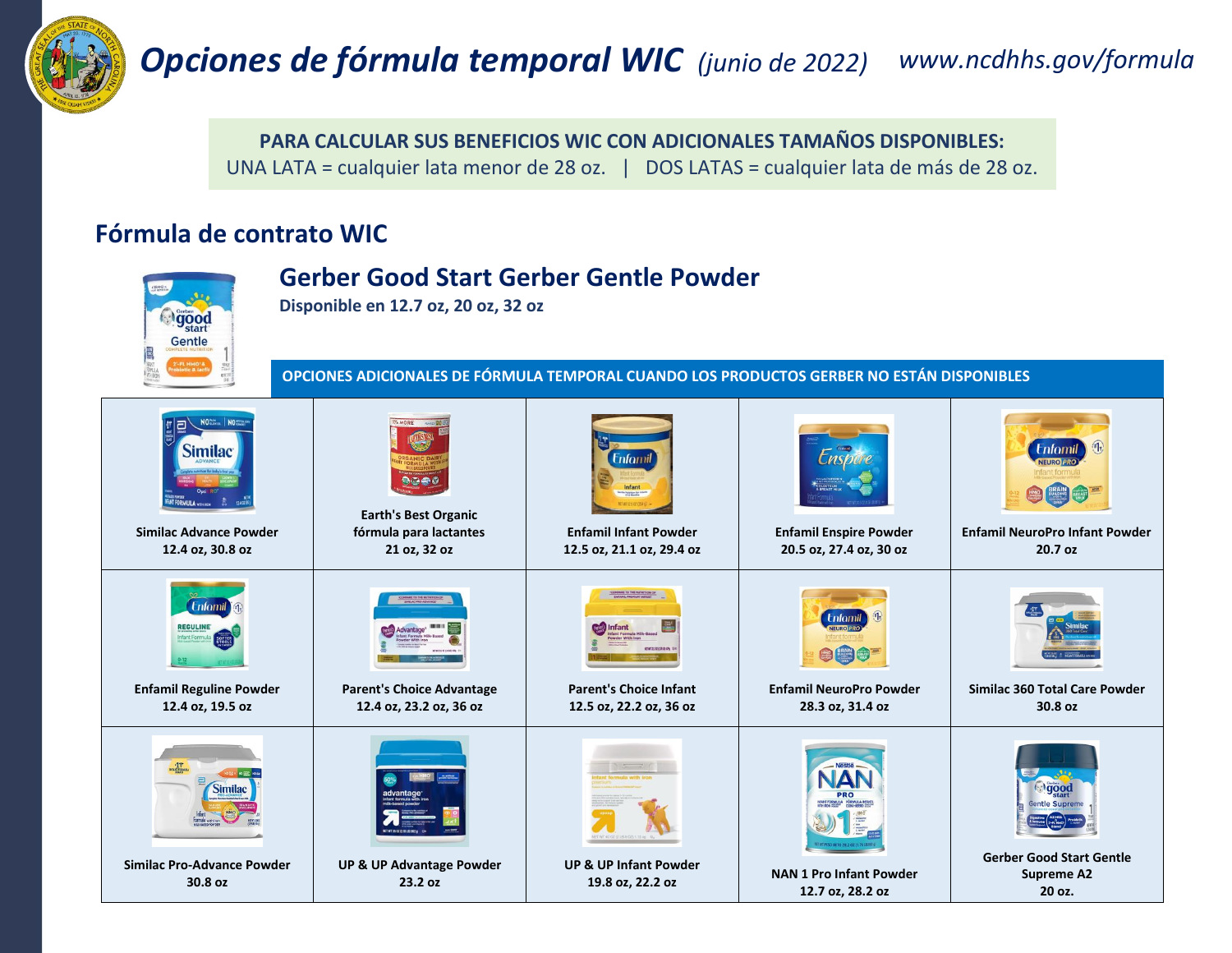# *Opciones de fórmula temporal WIC* *(junio de 2022)*

*www.ncdhhs.gov/formula*

**PARA CALCULAR SUS BENEFICIOS WIC CON ADICIONALES TAMAÑOS DISPONIBLES:**

UNA LATA = cualquier lata menor de 28 oz. | DOS LATAS = cualquier lata de más de 28 oz.

## Fórmula de contrato WIC

### Gerber Good Start Gerber Gentle Powder

**Disponible en 12.7 oz, 20 oz, 32 oz**

**OPCIONES ADICIONALES DE FÓRMULA TEMPORAL CUANDO LOS PRODUCTOS GERBER NO ESTÁN DISPONIBLES**

| | | | | |
|---|---|---|---|---|
| **Similac Advance Powder** 12.4 oz, 30.8 oz | **Earth's Best Organic fórmula para lactantes** 21 oz, 32 oz | **Enfamil Infant Powder** 12.5 oz, 21.1 oz, 29.4 oz | **Enfamil Enspire Powder** 20.5 oz, 27.4 oz, 30 oz | **Enfamil NeuroPro Infant Powder** 20.7 oz |
| **Enfamil Reguline Powder** 12.4 oz, 19.5 oz | **Parent's Choice Advantage** 12.4 oz, 23.2 oz, 36 oz | **Parent's Choice Infant** 12.5 oz, 22.2 oz, 36 oz | **Enfamil NeuroPro Powder** 28.3 oz, 31.4 oz | **Similac 360 Total Care Powder** 30.8 oz |
| **Similac Pro-Advance Powder** 30.8 oz | **UP & UP Advantage Powder** 23.2 oz | **UP & UP Infant Powder** 19.8 oz, 22.2 oz | **NAN 1 Pro Infant Powder** 12.7 oz, 28.2 oz | **Gerber Good Start Gentle Supreme A2** 20 oz. |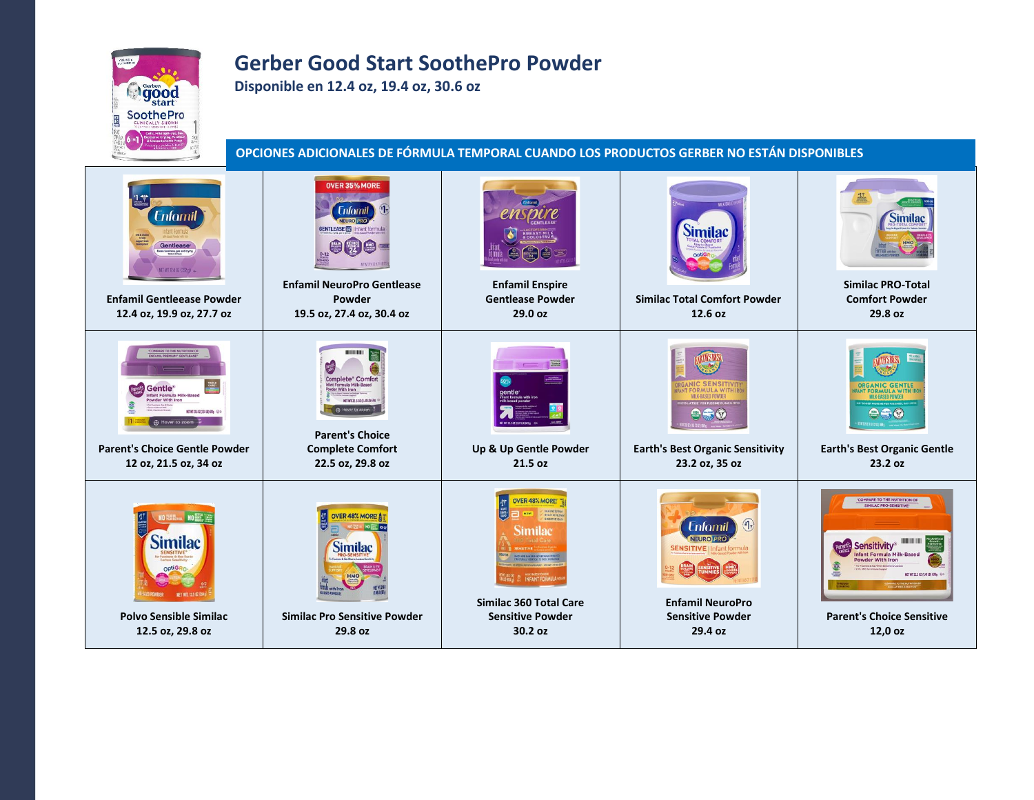# Gerber Good Start SoothePro Powder

**Disponible en 12.4 oz, 19.4 oz, 30.6 oz**

## OPCIONES ADICIONALES DE FÓRMULA TEMPORAL CUANDO LOS PRODUCTOS GERBER NO ESTÁN DISPONIBLES

| | | | | |
|---|---|---|---|---|
| **Enfamil Gentleease Powder**<br>**12.4 oz, 19.9 oz, 27.7 oz** | **Enfamil NeuroPro Gentlease Powder**<br>**19.5 oz, 27.4 oz, 30.4 oz** | **Enfamil Enspire Gentlease Powder**<br>**29.0 oz** | **Similac Total Comfort Powder**<br>**12.6 oz** | **Similac PRO-Total Comfort Powder**<br>**29.8 oz** |
| **Parent's Choice Gentle Powder**<br>**12 oz, 21.5 oz, 34 oz** | **Parent's Choice Complete Comfort**<br>**22.5 oz, 29.8 oz** | **Up & Up Gentle Powder**<br>**21.5 oz** | **Earth's Best Organic Sensitivity**<br>**23.2 oz, 35 oz** | **Earth's Best Organic Gentle**<br>**23.2 oz** |
| **Polvo Sensible Similac**<br>**12.5 oz, 29.8 oz** | **Similac Pro Sensitive Powder**<br>**29.8 oz** | **Similac 360 Total Care Sensitive Powder**<br>**30.2 oz** | **Enfamil NeuroPro Sensitive Powder**<br>**29.4 oz** | **Parent's Choice Sensitive**<br>**12,0 oz** |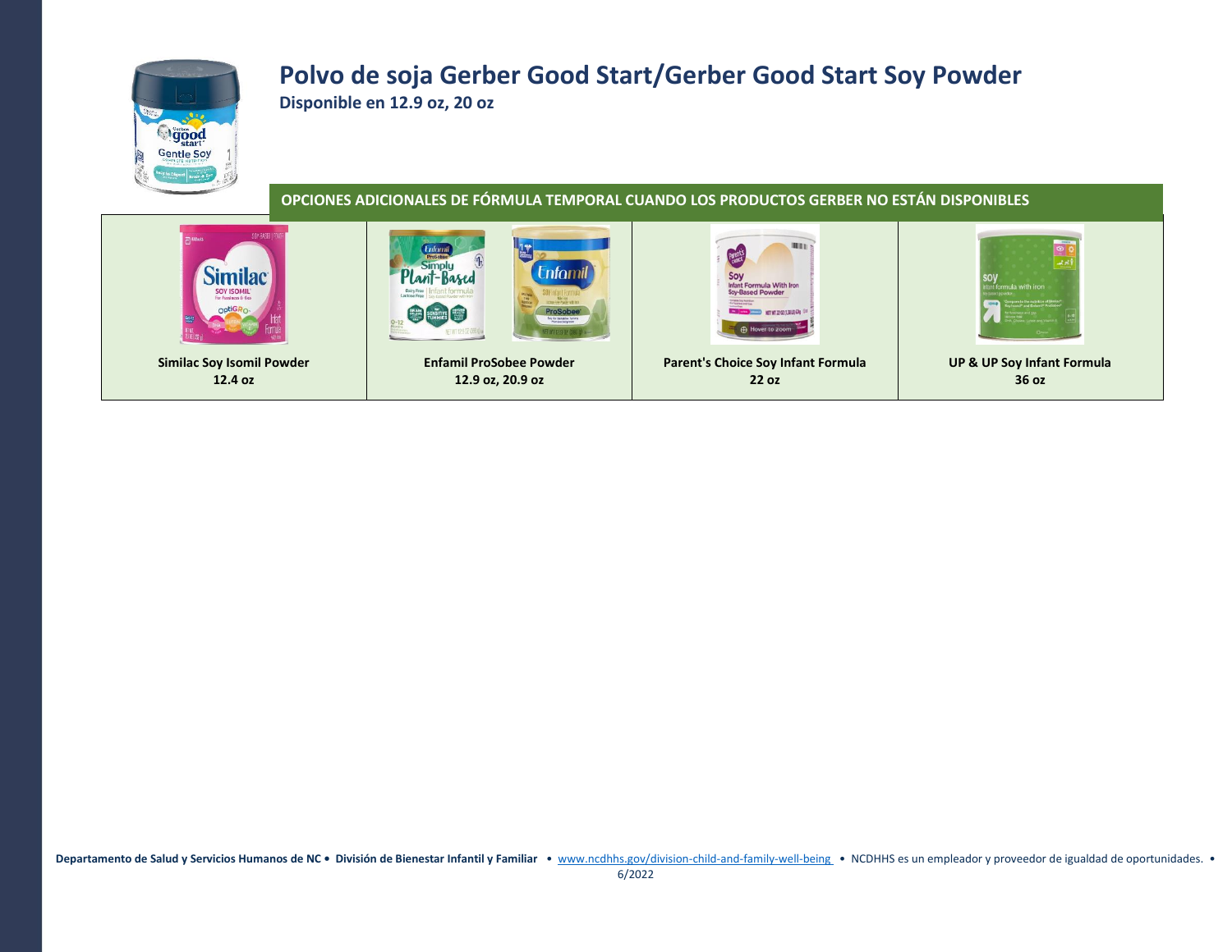# Polvo de soja Gerber Good Start/Gerber Good Start Soy Powder

**Disponible en 12.9 oz, 20 oz**

**OPCIONES ADICIONALES DE FÓRMULA TEMPORAL CUANDO LOS PRODUCTOS GERBER NO ESTÁN DISPONIBLES**

| | | | |
|---|---|---|---|
| **Similac Soy Isomil Powder**<br>**12.4 oz** | **Enfamil ProSobee Powder**<br>**12.9 oz, 20.9 oz** | **Parent's Choice Soy Infant Formula**<br>**22 oz** | **UP & UP Soy Infant Formula**<br>**36 oz** |

**Departamento de Salud y Servicios Humanos de NC • División de Bienestar Infantil y Familiar** • www.ncdhhs.gov/division-child-and-family-well-being • NCDHHS es un empleador y proveedor de igualdad de oportunidades. • 6/2022